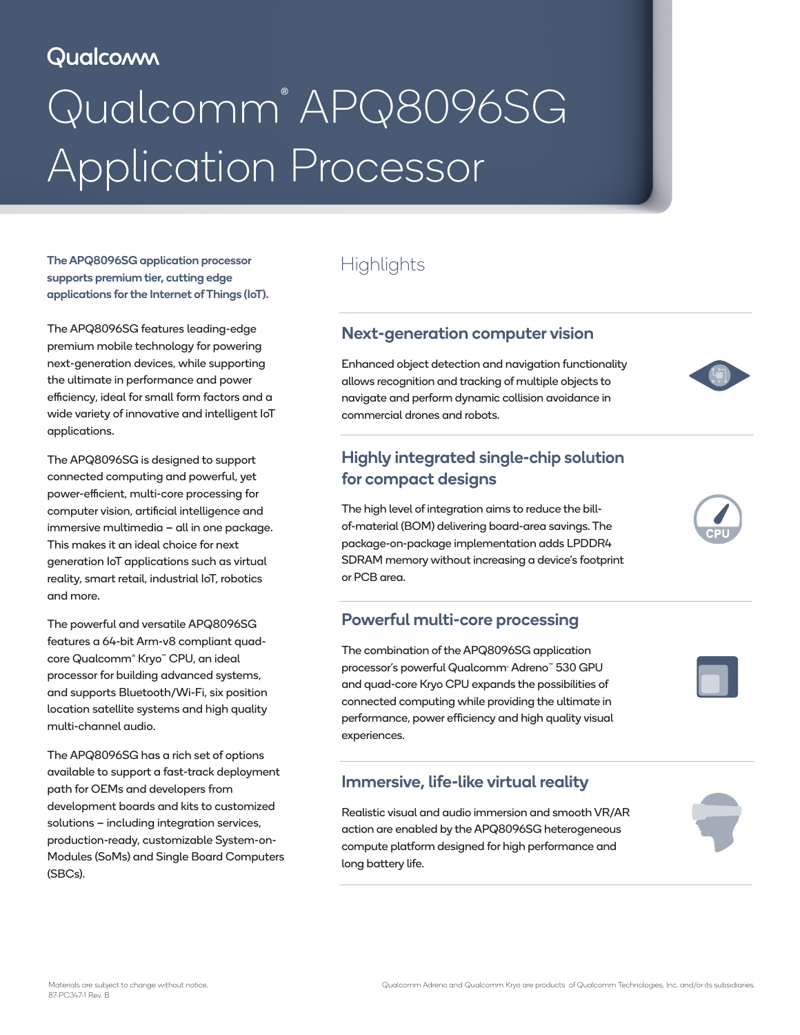Qualcomm

# Qualcomm® APQ8096SG Application Processor

**The APQ8096SG application processor supports premium tier, cutting edge applications for the Internet of Things (IoT).**

The APQ8096SG features leading-edge premium mobile technology for powering next-generation devices, while supporting the ultimate in performance and power efficiency, ideal for small form factors and a wide variety of innovative and intelligent IoT applications.

The APQ8096SG is designed to support connected computing and powerful, yet power-efficient, multi-core processing for computer vision, artificial intelligence and immersive multimedia – all in one package. This makes it an ideal choice for next generation IoT applications such as virtual reality, smart retail, industrial IoT, robotics and more.

The powerful and versatile APQ8096SG features a 64-bit Arm-v8 compliant quad-core Qualcomm® Kryo™ CPU, an ideal processor for building advanced systems, and supports Bluetooth/Wi-Fi, six position location satellite systems and high quality multi-channel audio.

The APQ8096SG has a rich set of options available to support a fast-track deployment path for OEMs and developers from development boards and kits to customized solutions – including integration services, production-ready, customizable System-on-Modules (SoMs) and Single Board Computers (SBCs).

## Highlights

### Next-generation computer vision

Enhanced object detection and navigation functionality allows recognition and tracking of multiple objects to navigate and perform dynamic collision avoidance in commercial drones and robots.

### Highly integrated single-chip solution for compact designs

The high level of integration aims to reduce the bill-of-material (BOM) delivering board-area savings. The package-on-package implementation adds LPDDR4 SDRAM memory without increasing a device's footprint or PCB area.

### Powerful multi-core processing

The combination of the APQ8096SG application processor's powerful Qualcomm® Adreno™ 530 GPU and quad-core Kryo CPU expands the possibilities of connected computing while providing the ultimate in performance, power efficiency and high quality visual experiences.

### Immersive, life-like virtual reality

Realistic visual and audio immersion and smooth VR/AR action are enabled by the APQ8096SG heterogeneous compute platform designed for high performance and long battery life.

Materials are subject to change without notice.
87-PC347-1 Rev. B

Qualcomm Adreno and Qualcomm Kryo are products of Qualcomm Technologies, Inc. and/or its subsidiaries.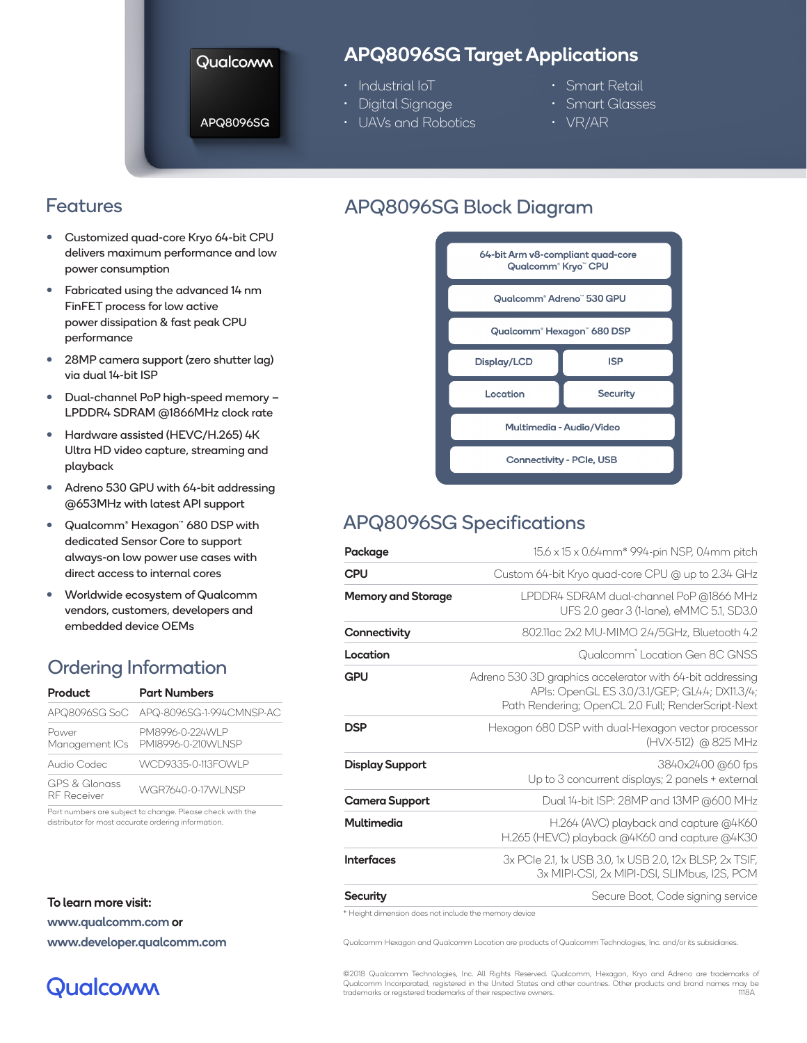Qualcomm

APQ8096SG

## APQ8096SG Target Applications

- Industrial IoT
- Digital Signage
- UAVs and Robotics
- Smart Retail
- Smart Glasses
- VR/AR

## Features

- Customized quad-core Kryo 64-bit CPU delivers maximum performance and low power consumption
- Fabricated using the advanced 14 nm FinFET process for low active power dissipation & fast peak CPU performance
- 28MP camera support (zero shutter lag) via dual 14-bit ISP
- Dual-channel PoP high-speed memory – LPDDR4 SDRAM @1866MHz clock rate
- Hardware assisted (HEVC/H.265) 4K Ultra HD video capture, streaming and playback
- Adreno 530 GPU with 64-bit addressing @653MHz with latest API support
- Qualcomm® Hexagon™ 680 DSP with dedicated Sensor Core to support always-on low power use cases with direct access to internal cores
- Worldwide ecosystem of Qualcomm vendors, customers, developers and embedded device OEMs

## APQ8096SG Block Diagram

64-bit Arm v8-compliant quad-core Qualcomm® Kryo™ CPU

Qualcomm® Adreno™ 530 GPU

Qualcomm® Hexagon™ 680 DSP

Display/LCD

ISP

Location

Security

Multimedia - Audio/Video

Connectivity - PCIe, USB

## Ordering Information

| Product | Part Numbers |
|---|---|
| APQ8096SG SoC | APQ-8096SG-1-994CMNSP-AC |
| Power Management ICs | PM8996-0-224WLP<br>PMI8996-0-210WLNSP |
| Audio Codec | WCD9335-0-113FOWLP |
| GPS & Glonass RF Receiver | WGR7640-0-17WLNSP |

Part numbers are subject to change. Please check with the distributor for most accurate ordering information.

## APQ8096SG Specifications

| | |
|---|---|
| **Package** | 15.6 x 15 x 0.64mm* 994-pin NSP, 0.4mm pitch |
| **CPU** | Custom 64-bit Kryo quad-core CPU @ up to 2.34 GHz |
| **Memory and Storage** | LPDDR4 SDRAM dual-channel PoP @1866 MHz<br>UFS 2.0 gear 3 (1-lane), eMMC 5.1, SD3.0 |
| **Connectivity** | 802.11ac 2x2 MU-MIMO 2.4/5GHz, Bluetooth 4.2 |
| **Location** | Qualcomm® Location Gen 8C GNSS |
| **GPU** | Adreno 530 3D graphics accelerator with 64-bit addressing<br>APIs: OpenGL ES 3.0/3.1/GEP; GL4.4; DX11.3/4;<br>Path Rendering; OpenCL 2.0 Full; RenderScript-Next |
| **DSP** | Hexagon 680 DSP with dual-Hexagon vector processor (HVX-512) @ 825 MHz |
| **Display Support** | 3840x2400 @60 fps<br>Up to 3 concurrent displays; 2 panels + external |
| **Camera Support** | Dual 14-bit ISP: 28MP and 13MP @600 MHz |
| **Multimedia** | H.264 (AVC) playback and capture @4K60<br>H.265 (HEVC) playback @4K60 and capture @4K30 |
| **Interfaces** | 3x PCIe 2.1, 1x USB 3.0, 1x USB 2.0, 12x BLSP, 2x TSIF,<br>3x MIPI-CSI, 2x MIPI-DSI, SLIMbus, I2S, PCM |
| **Security** | Secure Boot, Code signing service |

\* Height dimension does not include the memory device

**To learn more visit:**

**www.qualcomm.com or**

**www.developer.qualcomm.com**

Qualcomm

Qualcomm Hexagon and Qualcomm Location are products of Qualcomm Technologies, Inc. and/or its subsidiaries.

©2018 Qualcomm Technologies, Inc. All Rights Reserved. Qualcomm, Hexagon, Kryo and Adreno are trademarks of Qualcomm Incorporated, registered in the United States and other countries. Other products and brand names may be trademarks or registered trademarks of their respective owners. 1118A